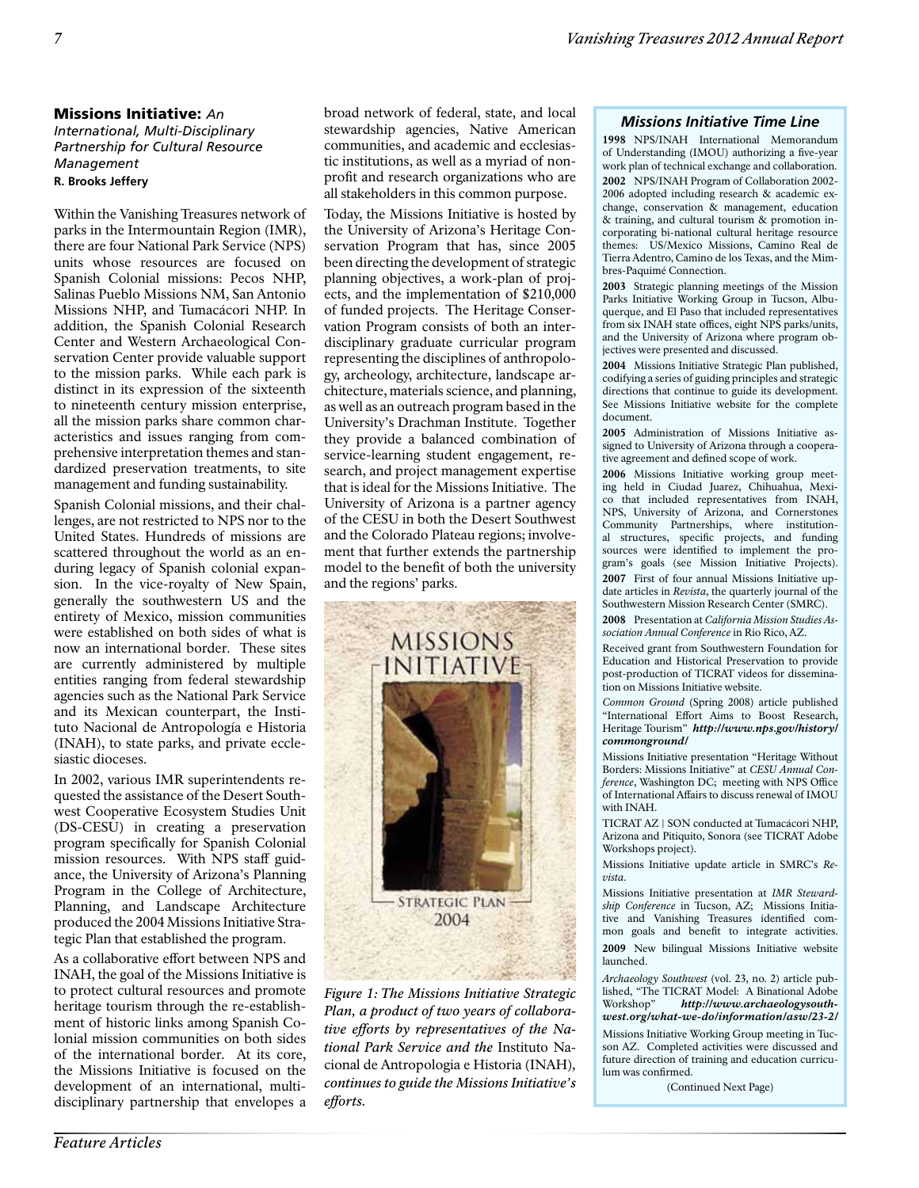## Missions Initiative: *An International, Multi-Disciplinary Partnership for Cultural Resource Management*

**R. Brooks Jeffery**

Within the Vanishing Treasures network of parks in the Intermountain Region (IMR), there are four National Park Service (NPS) units whose resources are focused on Spanish Colonial missions: Pecos NHP, Salinas Pueblo Missions NM, San Antonio Missions NHP, and Tumacácori NHP. In addition, the Spanish Colonial Research Center and Western Archaeological Conservation Center provide valuable support to the mission parks. While each park is distinct in its expression of the sixteenth to nineteenth century mission enterprise, all the mission parks share common characteristics and issues ranging from comprehensive interpretation themes and standardized preservation treatments, to site management and funding sustainability.

Spanish Colonial missions, and their challenges, are not restricted to NPS nor to the United States. Hundreds of missions are scattered throughout the world as an enduring legacy of Spanish colonial expansion. In the vice-royalty of New Spain, generally the southwestern US and the entirety of Mexico, mission communities were established on both sides of what is now an international border. These sites are currently administered by multiple entities ranging from federal stewardship agencies such as the National Park Service and its Mexican counterpart, the Instituto Nacional de Antropología e Historia (INAH), to state parks, and private ecclesiastic dioceses.

In 2002, various IMR superintendents requested the assistance of the Desert Southwest Cooperative Ecosystem Studies Unit (DS-CESU) in creating a preservation program specifically for Spanish Colonial mission resources. With NPS staff guidance, the University of Arizona's Planning Program in the College of Architecture, Planning, and Landscape Architecture produced the 2004 Missions Initiative Strategic Plan that established the program.

As a collaborative effort between NPS and INAH, the goal of the Missions Initiative is to protect cultural resources and promote heritage tourism through the re-establishment of historic links among Spanish Colonial mission communities on both sides of the international border. At its core, the Missions Initiative is focused on the development of an international, multi-disciplinary partnership that envelopes a broad network of federal, state, and local stewardship agencies, Native American communities, and academic and ecclesiastic institutions, as well as a myriad of non-profit and research organizations who are all stakeholders in this common purpose.

Today, the Missions Initiative is hosted by the University of Arizona's Heritage Conservation Program that has, since 2005 been directing the development of strategic planning objectives, a work-plan of projects, and the implementation of $210,000 of funded projects. The Heritage Conservation Program consists of both an interdisciplinary graduate curricular program representing the disciplines of anthropology, archeology, architecture, landscape architecture, materials science, and planning, as well as an outreach program based in the University's Drachman Institute. Together they provide a balanced combination of service-learning student engagement, research, and project management expertise that is ideal for the Missions Initiative. The University of Arizona is a partner agency of the CESU in both the Desert Southwest and the Colorado Plateau regions; involvement that further extends the partnership model to the benefit of both the university and the regions' parks.

*Figure 1: The Missions Initiative Strategic Plan, a product of two years of collaborative efforts by representatives of the National Park Service and the* Instituto Nacional de Antropologia e Historia (INAH)*, continues to guide the Missions Initiative's efforts.*

### *Missions Initiative Time Line*

**1998** NPS/INAH International Memorandum of Understanding (IMOU) authorizing a five-year work plan of technical exchange and collaboration.

**2002** NPS/INAH Program of Collaboration 2002-2006 adopted including research & academic exchange, conservation & management, education & training, and cultural tourism & promotion incorporating bi-national cultural heritage resource themes: US/Mexico Missions, Camino Real de Tierra Adentro, Camino de los Texas, and the Mimbres-Paquimé Connection.

**2003** Strategic planning meetings of the Mission Parks Initiative Working Group in Tucson, Albuquerque, and El Paso that included representatives from six INAH state offices, eight NPS parks/units, and the University of Arizona where program objectives were presented and discussed.

**2004** Missions Initiative Strategic Plan published, codifying a series of guiding principles and strategic directions that continue to guide its development. See Missions Initiative website for the complete document.

**2005** Administration of Missions Initiative assigned to University of Arizona through a cooperative agreement and defined scope of work.

**2006** Missions Initiative working group meeting held in Ciudad Juarez, Chihuahua, Mexico that included representatives from INAH, NPS, University of Arizona, and Cornerstones Community Partnerships, where institutional structures, specific projects, and funding sources were identified to implement the program's goals (see Mission Initiative Projects).

**2007** First of four annual Missions Initiative update articles in *Revista*, the quarterly journal of the Southwestern Mission Research Center (SMRC).

**2008** Presentation at *California Mission Studies Association Annual Conference* in Rio Rico, AZ.

Received grant from Southwestern Foundation for Education and Historical Preservation to provide post-production of TICRAT videos for dissemination on Missions Initiative website.

*Common Ground* (Spring 2008) article published "International Effort Aims to Boost Research, Heritage Tourism" ***http://www.nps.gov/history/commonground/***

Missions Initiative presentation "Heritage Without Borders: Missions Initiative" at *CESU Annual Conference*, Washington DC; meeting with NPS Office of International Affairs to discuss renewal of IMOU with INAH.

TICRAT AZ | SON conducted at Tumacácori NHP, Arizona and Pitiquito, Sonora (see TICRAT Adobe Workshops project).

Missions Initiative update article in SMRC's *Revista*.

Missions Initiative presentation at *IMR Stewardship Conference* in Tucson, AZ; Missions Initiative and Vanishing Treasures identified common goals and benefit to integrate activities.

**2009** New bilingual Missions Initiative website launched.

*Archaeology Southwest* (vol. 23, no. 2) article published, "The TICRAT Model: A Binational Adobe Workshop" ***http://www.archaeologysouthwest.org/what-we-do/information/asw/23-2/***

Missions Initiative Working Group meeting in Tucson AZ. Completed activities were discussed and future direction of training and education curriculum was confirmed.

(Continued Next Page)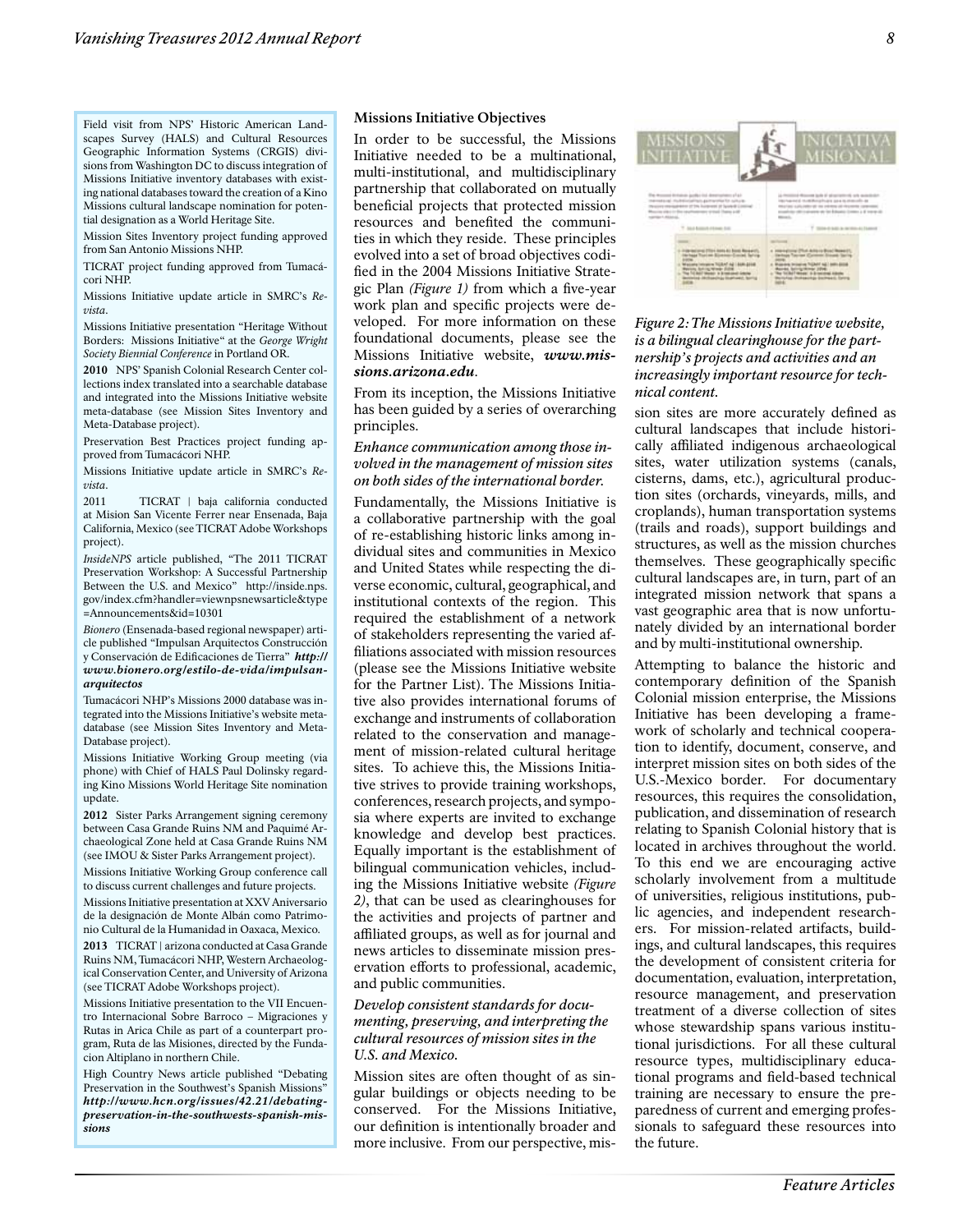Field visit from NPS' Historic American Landscapes Survey (HALS) and Cultural Resources Geographic Information Systems (CRGIS) divisions from Washington DC to discuss integration of Missions Initiative inventory databases with existing national databases toward the creation of a Kino Missions cultural landscape nomination for potential designation as a World Heritage Site.

Mission Sites Inventory project funding approved from San Antonio Missions NHP.

TICRAT project funding approved from Tumacácori NHP.

Missions Initiative update article in SMRC's *Revista*.

Missions Initiative presentation "Heritage Without Borders: Missions Initiative" at the *George Wright Society Biennial Conference* in Portland OR.

**2010** NPS' Spanish Colonial Research Center collections index translated into a searchable database and integrated into the Missions Initiative website meta-database (see Mission Sites Inventory and Meta-Database project).

Preservation Best Practices project funding approved from Tumacácori NHP.

Missions Initiative update article in SMRC's *Revista*.

2011 TICRAT | baja california conducted at Mision San Vicente Ferrer near Ensenada, Baja California, Mexico (see TICRAT Adobe Workshops project).

*InsideNPS* article published, "The 2011 TICRAT Preservation Workshop: A Successful Partnership Between the U.S. and Mexico" http://inside.nps.gov/index.cfm?handler=viewnpsnewsarticle&type=Announcements&id=10301

*Bionero* (Ensenada-based regional newspaper) article published "Impulsan Arquitectos Construcción y Conservación de Edificaciones de Tierra" ***http://www.bionero.org/estilo-de-vida/impulsan-arquitectos***

Tumacácori NHP's Missions 2000 database was integrated into the Missions Initiative's website meta-database (see Mission Sites Inventory and Meta-Database project).

Missions Initiative Working Group meeting (via phone) with Chief of HALS Paul Dolinsky regarding Kino Missions World Heritage Site nomination update.

**2012** Sister Parks Arrangement signing ceremony between Casa Grande Ruins NM and Paquimé Archaeological Zone held at Casa Grande Ruins NM (see IMOU & Sister Parks Arrangement project).

Missions Initiative Working Group conference call to discuss current challenges and future projects.

Missions Initiative presentation at XXV Aniversario de la designación de Monte Albán como Patrimonio Cultural de la Humanidad in Oaxaca, Mexico.

**2013** TICRAT | arizona conducted at Casa Grande Ruins NM, Tumacácori NHP, Western Archaeological Conservation Center, and University of Arizona (see TICRAT Adobe Workshops project).

Missions Initiative presentation to the VII Encuentro Internacional Sobre Barroco – Migraciones y Rutas in Arica Chile as part of a counterpart program, Ruta de las Misiones, directed by the Fundacion Altiplano in northern Chile.

High Country News article published "Debating Preservation in the Southwest's Spanish Missions" ***http://www.hcn.org/issues/42.21/debating-preservation-in-the-southwests-spanish-missions***

### Missions Initiative Objectives

In order to be successful, the Missions Initiative needed to be a multinational, multi-institutional, and multidisciplinary partnership that collaborated on mutually beneficial projects that protected mission resources and benefited the communities in which they reside. These principles evolved into a set of broad objectives codified in the 2004 Missions Initiative Strategic Plan *(Figure 1)* from which a five-year work plan and specific projects were developed. For more information on these foundational documents, please see the Missions Initiative website, ***www.missions.arizona.edu***.

From its inception, the Missions Initiative has been guided by a series of overarching principles.

*Enhance communication among those involved in the management of mission sites on both sides of the international border.*

Fundamentally, the Missions Initiative is a collaborative partnership with the goal of re-establishing historic links among individual sites and communities in Mexico and United States while respecting the diverse economic, cultural, geographical, and institutional contexts of the region. This required the establishment of a network of stakeholders representing the varied affiliations associated with mission resources (please see the Missions Initiative website for the Partner List). The Missions Initiative also provides international forums of exchange and instruments of collaboration related to the conservation and management of mission-related cultural heritage sites. To achieve this, the Missions Initiative strives to provide training workshops, conferences, research projects, and symposia where experts are invited to exchange knowledge and develop best practices. Equally important is the establishment of bilingual communication vehicles, including the Missions Initiative website *(Figure 2)*, that can be used as clearinghouses for the activities and projects of partner and affiliated groups, as well as for journal and news articles to disseminate mission preservation efforts to professional, academic, and public communities.

*Develop consistent standards for documenting, preserving, and interpreting the cultural resources of mission sites in the U.S. and Mexico.*

Mission sites are often thought of as singular buildings or objects needing to be conserved. For the Missions Initiative, our definition is intentionally broader and more inclusive. From our perspective, mission sites are more accurately defined as cultural landscapes that include historically affiliated indigenous archaeological sites, water utilization systems (canals, cisterns, dams, etc.), agricultural production sites (orchards, vineyards, mills, and croplands), human transportation systems (trails and roads), support buildings and structures, as well as the mission churches themselves. These geographically specific cultural landscapes are, in turn, part of an integrated mission network that spans a vast geographic area that is now unfortunately divided by an international border and by multi-institutional ownership.

*Figure 2: The Missions Initiative website, is a bilingual clearinghouse for the partnership's projects and activities and an increasingly important resource for technical content.*

Attempting to balance the historic and contemporary definition of the Spanish Colonial mission enterprise, the Missions Initiative has been developing a framework of scholarly and technical cooperation to identify, document, conserve, and interpret mission sites on both sides of the U.S.-Mexico border. For documentary resources, this requires the consolidation, publication, and dissemination of research relating to Spanish Colonial history that is located in archives throughout the world. To this end we are encouraging active scholarly involvement from a multitude of universities, religious institutions, public agencies, and independent researchers. For mission-related artifacts, buildings, and cultural landscapes, this requires the development of consistent criteria for documentation, evaluation, interpretation, resource management, and preservation treatment of a diverse collection of sites whose stewardship spans various institutional jurisdictions. For all these cultural resource types, multidisciplinary educational programs and field-based technical training are necessary to ensure the preparedness of current and emerging professionals to safeguard these resources into the future.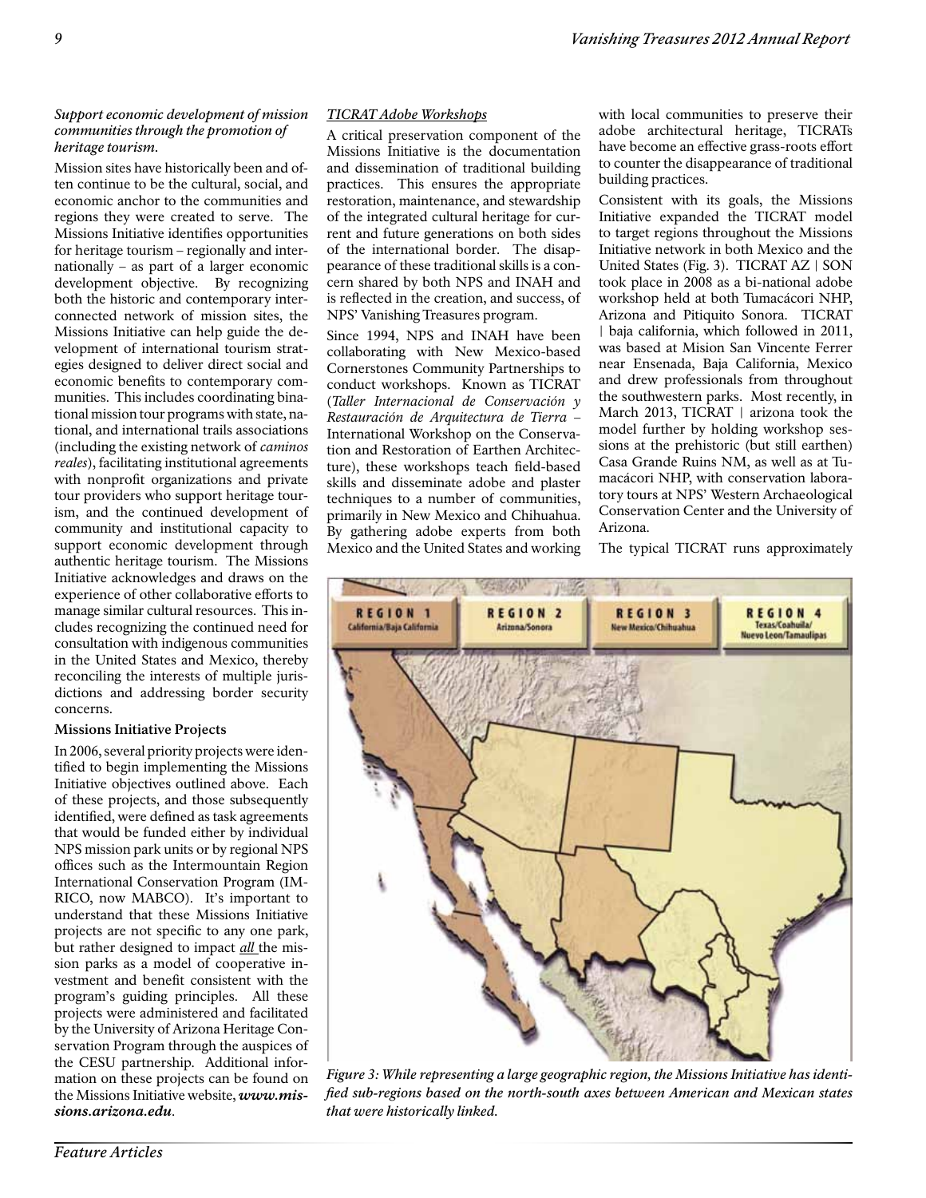*Support economic development of mission communities through the promotion of heritage tourism.*

Mission sites have historically been and often continue to be the cultural, social, and economic anchor to the communities and regions they were created to serve. The Missions Initiative identifies opportunities for heritage tourism – regionally and internationally – as part of a larger economic development objective. By recognizing both the historic and contemporary interconnected network of mission sites, the Missions Initiative can help guide the development of international tourism strategies designed to deliver direct social and economic benefits to contemporary communities. This includes coordinating binational mission tour programs with state, national, and international trails associations (including the existing network of *caminos reales*), facilitating institutional agreements with nonprofit organizations and private tour providers who support heritage tourism, and the continued development of community and institutional capacity to support economic development through authentic heritage tourism. The Missions Initiative acknowledges and draws on the experience of other collaborative efforts to manage similar cultural resources. This includes recognizing the continued need for consultation with indigenous communities in the United States and Mexico, thereby reconciling the interests of multiple jurisdictions and addressing border security concerns.

**Missions Initiative Projects**

In 2006, several priority projects were identified to begin implementing the Missions Initiative objectives outlined above. Each of these projects, and those subsequently identified, were defined as task agreements that would be funded either by individual NPS mission park units or by regional NPS offices such as the Intermountain Region International Conservation Program (IMRICO, now MABCO). It's important to understand that these Missions Initiative projects are not specific to any one park, but rather designed to impact *all* the mission parks as a model of cooperative investment and benefit consistent with the program's guiding principles. All these projects were administered and facilitated by the University of Arizona Heritage Conservation Program through the auspices of the CESU partnership. Additional information on these projects can be found on the Missions Initiative website, ***www.missions.arizona.edu***.

*TICRAT Adobe Workshops*

A critical preservation component of the Missions Initiative is the documentation and dissemination of traditional building practices. This ensures the appropriate restoration, maintenance, and stewardship of the integrated cultural heritage for current and future generations on both sides of the international border. The disappearance of these traditional skills is a concern shared by both NPS and INAH and is reflected in the creation, and success, of NPS' Vanishing Treasures program.

Since 1994, NPS and INAH have been collaborating with New Mexico-based Cornerstones Community Partnerships to conduct workshops. Known as TICRAT (*Taller Internacional de Conservación y Restauración de Arquitectura de Tierra* – International Workshop on the Conservation and Restoration of Earthen Architecture), these workshops teach field-based skills and disseminate adobe and plaster techniques to a number of communities, primarily in New Mexico and Chihuahua. By gathering adobe experts from both Mexico and the United States and working with local communities to preserve their adobe architectural heritage, TICRATs have become an effective grass-roots effort to counter the disappearance of traditional building practices.

Consistent with its goals, the Missions Initiative expanded the TICRAT model to target regions throughout the Missions Initiative network in both Mexico and the United States (Fig. 3). TICRAT AZ | SON took place in 2008 as a bi-national adobe workshop held at both Tumacácori NHP, Arizona and Pitiquito Sonora. TICRAT | baja california, which followed in 2011, was based at Mision San Vincente Ferrer near Ensenada, Baja California, Mexico and drew professionals from throughout the southwestern parks. Most recently, in March 2013, TICRAT | arizona took the model further by holding workshop sessions at the prehistoric (but still earthen) Casa Grande Ruins NM, as well as at Tumacácori NHP, with conservation laboratory tours at NPS' Western Archaeological Conservation Center and the University of Arizona.

The typical TICRAT runs approximately

*Figure 3: While representing a large geographic region, the Missions Initiative has identified sub-regions based on the north-south axes between American and Mexican states that were historically linked.*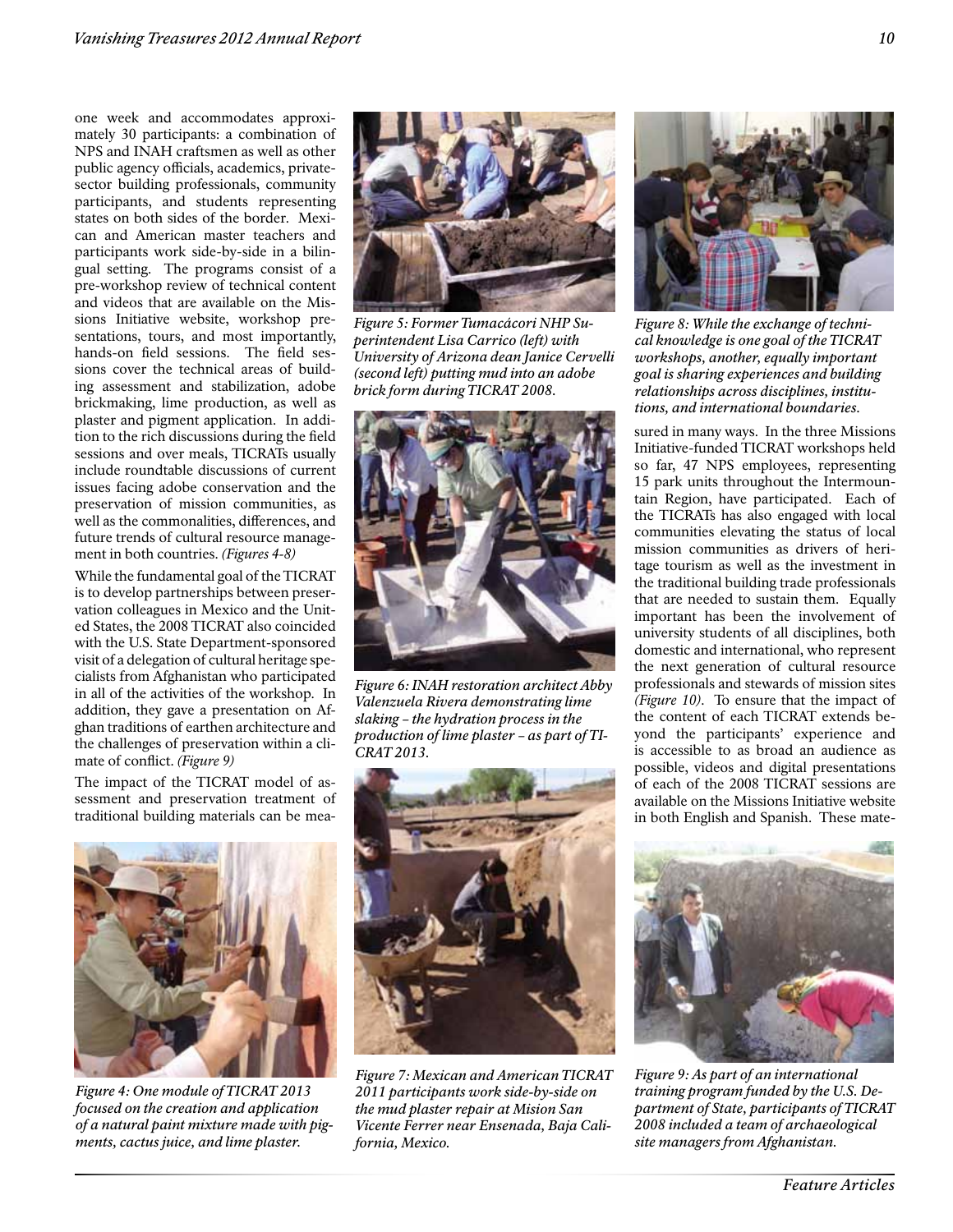one week and accommodates approximately 30 participants: a combination of NPS and INAH craftsmen as well as other public agency officials, academics, private-sector building professionals, community participants, and students representing states on both sides of the border. Mexican and American master teachers and participants work side-by-side in a bilingual setting. The programs consist of a pre-workshop review of technical content and videos that are available on the Missions Initiative website, workshop presentations, tours, and most importantly, hands-on field sessions. The field sessions cover the technical areas of building assessment and stabilization, adobe brickmaking, lime production, as well as plaster and pigment application. In addition to the rich discussions during the field sessions and over meals, TICRATs usually include roundtable discussions of current issues facing adobe conservation and the preservation of mission communities, as well as the commonalities, differences, and future trends of cultural resource management in both countries. *(Figures 4-8)*

While the fundamental goal of the TICRAT is to develop partnerships between preservation colleagues in Mexico and the United States, the 2008 TICRAT also coincided with the U.S. State Department-sponsored visit of a delegation of cultural heritage specialists from Afghanistan who participated in all of the activities of the workshop. In addition, they gave a presentation on Afghan traditions of earthen architecture and the challenges of preservation within a climate of conflict. *(Figure 9)*

The impact of the TICRAT model of assessment and preservation treatment of traditional building materials can be measured in many ways. In the three Missions Initiative-funded TICRAT workshops held so far, 47 NPS employees, representing 15 park units throughout the Intermountain Region, have participated. Each of the TICRATs has also engaged with local communities elevating the status of local mission communities as drivers of heritage tourism as well as the investment in the traditional building trade professionals that are needed to sustain them. Equally important has been the involvement of university students of all disciplines, both domestic and international, who represent the next generation of cultural resource professionals and stewards of mission sites *(Figure 10)*. To ensure that the impact of the content of each TICRAT extends beyond the participants' experience and is accessible to as broad an audience as possible, videos and digital presentations of each of the 2008 TICRAT sessions are available on the Missions Initiative website in both English and Spanish. These mate-

*Figure 4: One module of TICRAT 2013 focused on the creation and application of a natural paint mixture made with pigments, cactus juice, and lime plaster.*

*Figure 5: Former Tumacácori NHP Superintendent Lisa Carrico (left) with University of Arizona dean Janice Cervelli (second left) putting mud into an adobe brick form during TICRAT 2008.*

*Figure 6: INAH restoration architect Abby Valenzuela Rivera demonstrating lime slaking – the hydration process in the production of lime plaster – as part of TICRAT 2013.*

*Figure 7: Mexican and American TICRAT 2011 participants work side-by-side on the mud plaster repair at Mision San Vicente Ferrer near Ensenada, Baja California, Mexico.*

*Figure 8: While the exchange of technical knowledge is one goal of the TICRAT workshops, another, equally important goal is sharing experiences and building relationships across disciplines, institutions, and international boundaries.*

*Figure 9: As part of an international training program funded by the U.S. Department of State, participants of TICRAT 2008 included a team of archaeological site managers from Afghanistan.*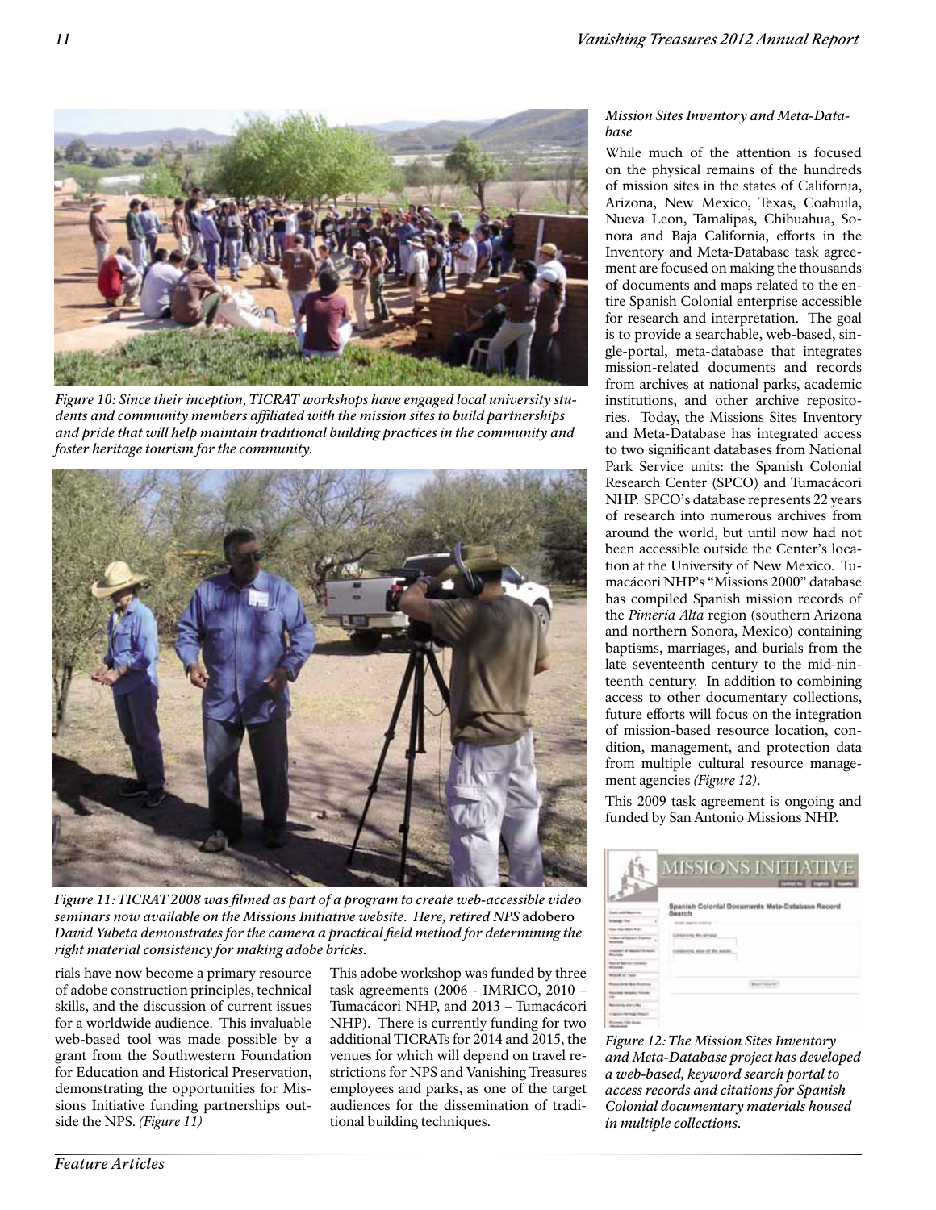*Figure 10: Since their inception, TICRAT workshops have engaged local university students and community members affiliated with the mission sites to build partnerships and pride that will help maintain traditional building practices in the community and foster heritage tourism for the community.*

*Figure 11: TICRAT 2008 was filmed as part of a program to create web-accessible video seminars now available on the Missions Initiative website. Here, retired NPS* adobero *David Yubeta demonstrates for the camera a practical field method for determining the right material consistency for making adobe bricks.*

rials have now become a primary resource of adobe construction principles, technical skills, and the discussion of current issues for a worldwide audience. This invaluable web-based tool was made possible by a grant from the Southwestern Foundation for Education and Historical Preservation, demonstrating the opportunities for Missions Initiative funding partnerships outside the NPS. *(Figure 11)*

This adobe workshop was funded by three task agreements (2006 - IMRICO, 2010 – Tumacácori NHP, and 2013 – Tumacácori NHP). There is currently funding for two additional TICRATs for 2014 and 2015, the venues for which will depend on travel restrictions for NPS and Vanishing Treasures employees and parks, as one of the target audiences for the dissemination of traditional building techniques.

### *Mission Sites Inventory and Meta-Database*

While much of the attention is focused on the physical remains of the hundreds of mission sites in the states of California, Arizona, New Mexico, Texas, Coahuila, Nueva Leon, Tamalipas, Chihuahua, Sonora and Baja California, efforts in the Inventory and Meta-Database task agreement are focused on making the thousands of documents and maps related to the entire Spanish Colonial enterprise accessible for research and interpretation. The goal is to provide a searchable, web-based, single-portal, meta-database that integrates mission-related documents and records from archives at national parks, academic institutions, and other archive repositories. Today, the Missions Sites Inventory and Meta-Database has integrated access to two significant databases from National Park Service units: the Spanish Colonial Research Center (SPCO) and Tumacácori NHP. SPCO's database represents 22 years of research into numerous archives from around the world, but until now had not been accessible outside the Center's location at the University of New Mexico. Tumacácori NHP's "Missions 2000" database has compiled Spanish mission records of the *Pimería Alta* region (southern Arizona and northern Sonora, Mexico) containing baptisms, marriages, and burials from the late seventeenth century to the mid-ninteenth century. In addition to combining access to other documentary collections, future efforts will focus on the integration of mission-based resource location, condition, management, and protection data from multiple cultural resource management agencies *(Figure 12)*.

This 2009 task agreement is ongoing and funded by San Antonio Missions NHP.

*Figure 12: The Mission Sites Inventory and Meta-Database project has developed a web-based, keyword search portal to access records and citations for Spanish Colonial documentary materials housed in multiple collections.*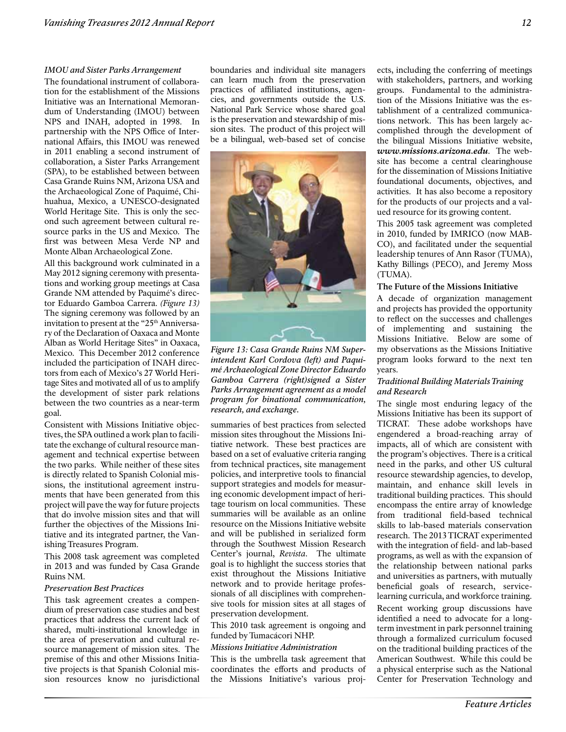*IMOU and Sister Parks Arrangement*

The foundational instrument of collaboration for the establishment of the Missions Initiative was an International Memorandum of Understanding (IMOU) between NPS and INAH, adopted in 1998. In partnership with the NPS Office of International Affairs, this IMOU was renewed in 2011 enabling a second instrument of collaboration, a Sister Parks Arrangement (SPA), to be established between between Casa Grande Ruins NM, Arizona USA and the Archaeological Zone of Paquimé, Chihuahua, Mexico, a UNESCO-designated World Heritage Site. This is only the second such agreement between cultural resource parks in the US and Mexico. The first was between Mesa Verde NP and Monte Alban Archaeological Zone.

All this background work culminated in a May 2012 signing ceremony with presentations and working group meetings at Casa Grande NM attended by Paquimé's director Eduardo Gamboa Carrera. *(Figure 13)* The signing ceremony was followed by an invitation to present at the "25th Anniversary of the Declaration of Oaxaca and Monte Alban as World Heritage Sites" in Oaxaca, Mexico. This December 2012 conference included the participation of INAH directors from each of Mexico's 27 World Heritage Sites and motivated all of us to amplify the development of sister park relations between the two countries as a near-term goal.

Consistent with Missions Initiative objectives, the SPA outlined a work plan to facilitate the exchange of cultural resource management and technical expertise between the two parks. While neither of these sites is directly related to Spanish Colonial missions, the institutional agreement instruments that have been generated from this project will pave the way for future projects that do involve mission sites and that will further the objectives of the Missions Initiative and its integrated partner, the Vanishing Treasures Program.

This 2008 task agreement was completed in 2013 and was funded by Casa Grande Ruins NM.

*Preservation Best Practices*

This task agreement creates a compendium of preservation case studies and best practices that address the current lack of shared, multi-institutional knowledge in the area of preservation and cultural resource management of mission sites. The premise of this and other Missions Initiative projects is that Spanish Colonial mission resources know no jurisdictional boundaries and individual site managers can learn much from the preservation practices of affiliated institutions, agencies, and governments outside the U.S. National Park Service whose shared goal is the preservation and stewardship of mission sites. The product of this project will be a bilingual, web-based set of concise summaries of best practices from selected mission sites throughout the Missions Initiative network. These best practices are based on a set of evaluative criteria ranging from technical practices, site management policies, and interpretive tools to financial support strategies and models for measuring economic development impact of heritage tourism on local communities. These summaries will be available as an online resource on the Missions Initiative website and will be published in serialized form through the Southwest Mission Research Center's journal, *Revista*. The ultimate goal is to highlight the success stories that exist throughout the Missions Initiative network and to provide heritage professionals of all disciplines with comprehensive tools for mission sites at all stages of preservation development.

*Figure 13: Casa Grande Ruins NM Superintendent Karl Cordova (left) and Paquimé Archaeological Zone Director Eduardo Gamboa Carrera (right)signed a Sister Parks Arrangement agreement as a model program for binational communication, research, and exchange.*

This 2010 task agreement is ongoing and funded by Tumacácori NHP.

*Missions Initiative Administration*

This is the umbrella task agreement that coordinates the efforts and products of the Missions Initiative's various projects, including the conferring of meetings with stakeholders, partners, and working groups. Fundamental to the administration of the Missions Initiative was the establishment of a centralized communications network. This has been largely accomplished through the development of the bilingual Missions Initiative website, ***www.missions.arizona.edu***. The website has become a central clearinghouse for the dissemination of Missions Initiative foundational documents, objectives, and activities. It has also become a repository for the products of our projects and a valued resource for its growing content.

This 2005 task agreement was completed in 2010, funded by IMRICO (now MABCO), and facilitated under the sequential leadership tenures of Ann Rasor (TUMA), Kathy Billings (PECO), and Jeremy Moss (TUMA).

**The Future of the Missions Initiative**

A decade of organization management and projects has provided the opportunity to reflect on the successes and challenges of implementing and sustaining the Missions Initiative. Below are some of my observations as the Missions Initiative program looks forward to the next ten years.

*Traditional Building Materials Training and Research*

The single most enduring legacy of the Missions Initiative has been its support of TICRAT. These adobe workshops have engendered a broad-reaching array of impacts, all of which are consistent with the program's objectives. There is a critical need in the parks, and other US cultural resource stewardship agencies, to develop, maintain, and enhance skill levels in traditional building practices. This should encompass the entire array of knowledge from traditional field-based technical skills to lab-based materials conservation research. The 2013 TICRAT experimented with the integration of field- and lab-based programs, as well as with the expansion of the relationship between national parks and universities as partners, with mutually beneficial goals of research, service-learning curricula, and workforce training.

Recent working group discussions have identified a need to advocate for a long-term investment in park personnel training through a formalized curriculum focused on the traditional building practices of the American Southwest. While this could be a physical enterprise such as the National Center for Preservation Technology and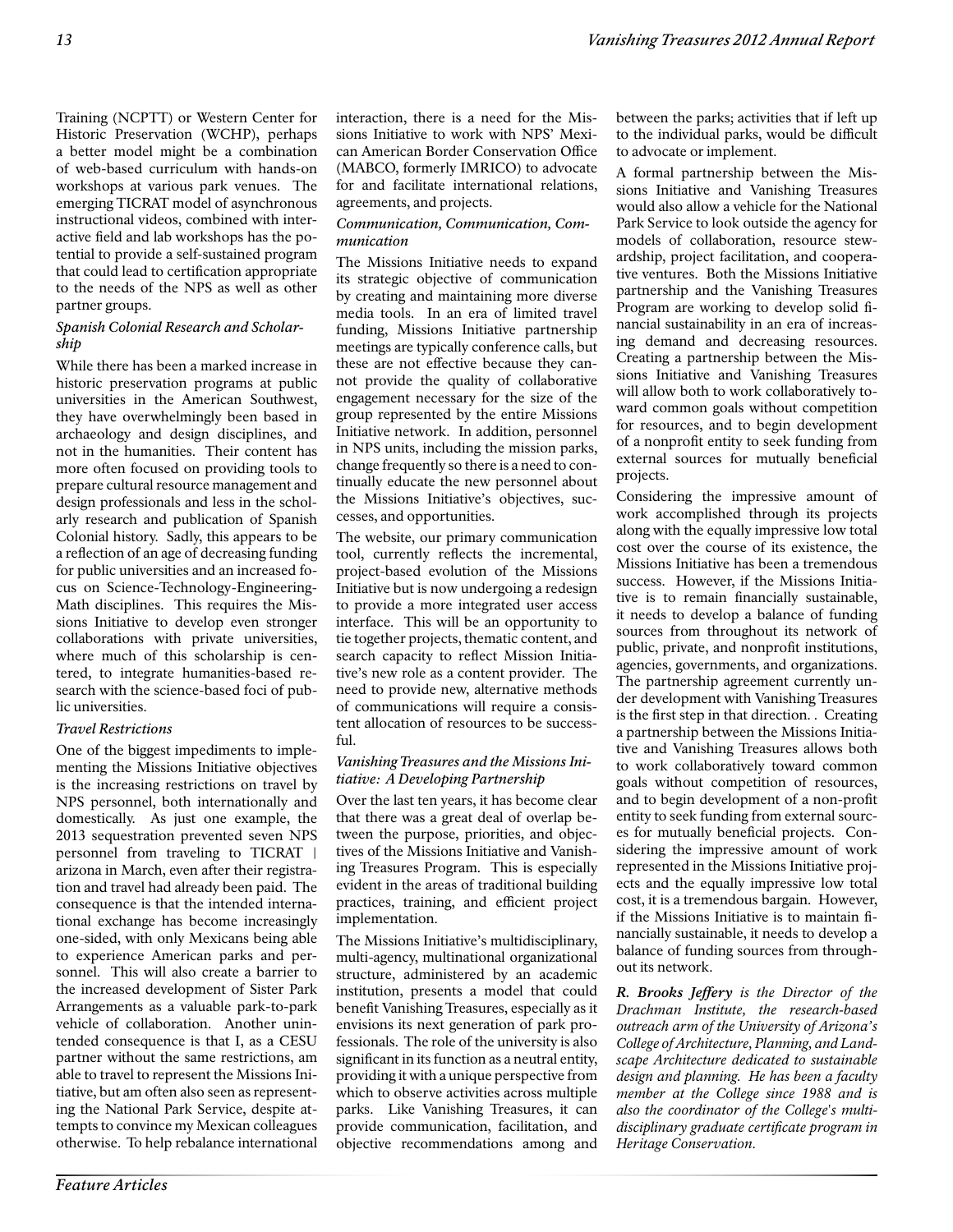Training (NCPTT) or Western Center for Historic Preservation (WCHP), perhaps a better model might be a combination of web-based curriculum with hands-on workshops at various park venues. The emerging TICRAT model of asynchronous instructional videos, combined with interactive field and lab workshops has the potential to provide a self-sustained program that could lead to certification appropriate to the needs of the NPS as well as other partner groups.

### *Spanish Colonial Research and Scholarship*

While there has been a marked increase in historic preservation programs at public universities in the American Southwest, they have overwhelmingly been based in archaeology and design disciplines, and not in the humanities. Their content has more often focused on providing tools to prepare cultural resource management and design professionals and less in the scholarly research and publication of Spanish Colonial history. Sadly, this appears to be a reflection of an age of decreasing funding for public universities and an increased focus on Science-Technology-Engineering-Math disciplines. This requires the Missions Initiative to develop even stronger collaborations with private universities, where much of this scholarship is centered, to integrate humanities-based research with the science-based foci of public universities.

### *Travel Restrictions*

One of the biggest impediments to implementing the Missions Initiative objectives is the increasing restrictions on travel by NPS personnel, both internationally and domestically. As just one example, the 2013 sequestration prevented seven NPS personnel from traveling to TICRAT | arizona in March, even after their registration and travel had already been paid. The consequence is that the intended international exchange has become increasingly one-sided, with only Mexicans being able to experience American parks and personnel. This will also create a barrier to the increased development of Sister Park Arrangements as a valuable park-to-park vehicle of collaboration. Another unintended consequence is that I, as a CESU partner without the same restrictions, am able to travel to represent the Missions Initiative, but am often also seen as representing the National Park Service, despite attempts to convince my Mexican colleagues otherwise. To help rebalance international interaction, there is a need for the Missions Initiative to work with NPS' Mexican American Border Conservation Office (MABCO, formerly IMRICO) to advocate for and facilitate international relations, agreements, and projects.

### *Communication, Communication, Communication*

The Missions Initiative needs to expand its strategic objective of communication by creating and maintaining more diverse media tools. In an era of limited travel funding, Missions Initiative partnership meetings are typically conference calls, but these are not effective because they cannot provide the quality of collaborative engagement necessary for the size of the group represented by the entire Missions Initiative network. In addition, personnel in NPS units, including the mission parks, change frequently so there is a need to continually educate the new personnel about the Missions Initiative's objectives, successes, and opportunities.

The website, our primary communication tool, currently reflects the incremental, project-based evolution of the Missions Initiative but is now undergoing a redesign to provide a more integrated user access interface. This will be an opportunity to tie together projects, thematic content, and search capacity to reflect Mission Initiative's new role as a content provider. The need to provide new, alternative methods of communications will require a consistent allocation of resources to be successful.

### *Vanishing Treasures and the Missions Initiative: A Developing Partnership*

Over the last ten years, it has become clear that there was a great deal of overlap between the purpose, priorities, and objectives of the Missions Initiative and Vanishing Treasures Program. This is especially evident in the areas of traditional building practices, training, and efficient project implementation.

The Missions Initiative's multidisciplinary, multi-agency, multinational organizational structure, administered by an academic institution, presents a model that could benefit Vanishing Treasures, especially as it envisions its next generation of park professionals. The role of the university is also significant in its function as a neutral entity, providing it with a unique perspective from which to observe activities across multiple parks. Like Vanishing Treasures, it can provide communication, facilitation, and objective recommendations among and between the parks; activities that if left up to the individual parks, would be difficult to advocate or implement.

A formal partnership between the Missions Initiative and Vanishing Treasures would also allow a vehicle for the National Park Service to look outside the agency for models of collaboration, resource stewardship, project facilitation, and cooperative ventures. Both the Missions Initiative partnership and the Vanishing Treasures Program are working to develop solid financial sustainability in an era of increasing demand and decreasing resources. Creating a partnership between the Missions Initiative and Vanishing Treasures will allow both to work collaboratively toward common goals without competition for resources, and to begin development of a nonprofit entity to seek funding from external sources for mutually beneficial projects.

Considering the impressive amount of work accomplished through its projects along with the equally impressive low total cost over the course of its existence, the Missions Initiative has been a tremendous success. However, if the Missions Initiative is to remain financially sustainable, it needs to develop a balance of funding sources from throughout its network of public, private, and nonprofit institutions, agencies, governments, and organizations. The partnership agreement currently under development with Vanishing Treasures is the first step in that direction. . Creating a partnership between the Missions Initiative and Vanishing Treasures allows both to work collaboratively toward common goals without competition of resources, and to begin development of a non-profit entity to seek funding from external sources for mutually beneficial projects. Considering the impressive amount of work represented in the Missions Initiative projects and the equally impressive low total cost, it is a tremendous bargain. However, if the Missions Initiative is to maintain financially sustainable, it needs to develop a balance of funding sources from throughout its network.

***R. Brooks Jeffery** is the Director of the Drachman Institute, the research-based outreach arm of the University of Arizona's College of Architecture, Planning, and Landscape Architecture dedicated to sustainable design and planning. He has been a faculty member at the College since 1988 and is also the coordinator of the College's multidisciplinary graduate certificate program in Heritage Conservation.*